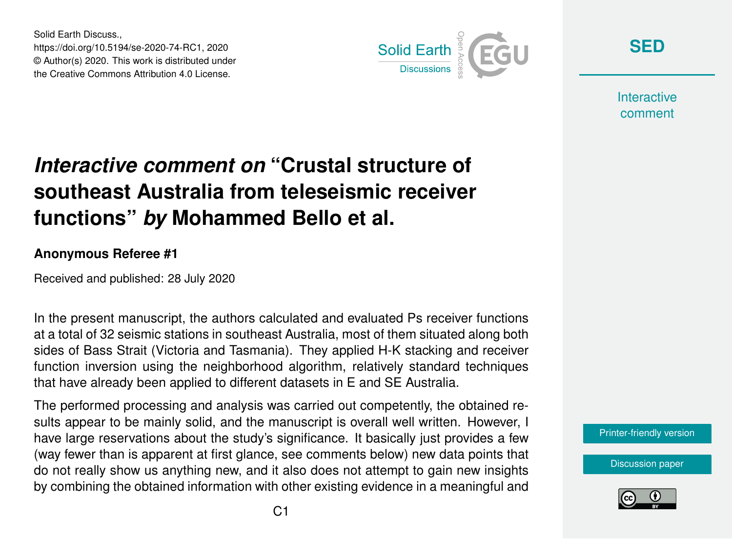Solid Earth Discuss.,
https://doi.org/10.5194/se-2020-74-RC1, 2020
© Author(s) 2020. This work is distributed under
the Creative Commons Attribution 4.0 License.

# *Interactive comment on* "Crustal structure of southeast Australia from teleseismic receiver functions" *by* Mohammed Bello et al.

**Anonymous Referee #1**

Received and published: 28 July 2020

In the present manuscript, the authors calculated and evaluated Ps receiver functions at a total of 32 seismic stations in southeast Australia, most of them situated along both sides of Bass Strait (Victoria and Tasmania). They applied H-K stacking and receiver function inversion using the neighborhood algorithm, relatively standard techniques that have already been applied to different datasets in E and SE Australia.

The performed processing and analysis was carried out competently, the obtained results appear to be mainly solid, and the manuscript is overall well written. However, I have large reservations about the study's significance. It basically just provides a few (way fewer than is apparent at first glance, see comments below) new data points that do not really show us anything new, and it also does not attempt to gain new insights by combining the obtained information with other existing evidence in a meaningful and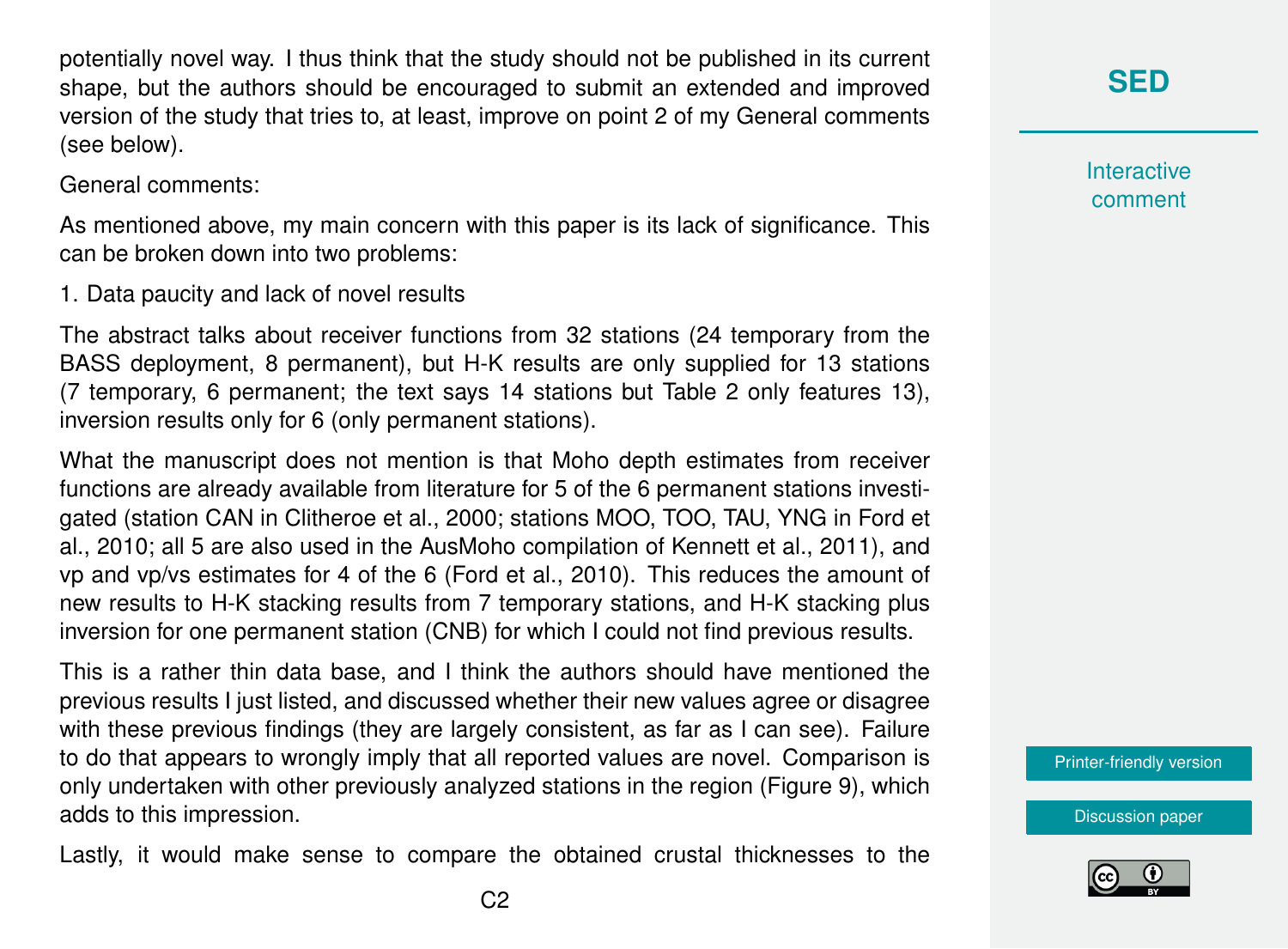potentially novel way. I thus think that the study should not be published in its current shape, but the authors should be encouraged to submit an extended and improved version of the study that tries to, at least, improve on point 2 of my General comments (see below).

General comments:

As mentioned above, my main concern with this paper is its lack of significance. This can be broken down into two problems:

1. Data paucity and lack of novel results

The abstract talks about receiver functions from 32 stations (24 temporary from the BASS deployment, 8 permanent), but H-K results are only supplied for 13 stations (7 temporary, 6 permanent; the text says 14 stations but Table 2 only features 13), inversion results only for 6 (only permanent stations).

What the manuscript does not mention is that Moho depth estimates from receiver functions are already available from literature for 5 of the 6 permanent stations investigated (station CAN in Clitheroe et al., 2000; stations MOO, TOO, TAU, YNG in Ford et al., 2010; all 5 are also used in the AusMoho compilation of Kennett et al., 2011), and vp and vp/vs estimates for 4 of the 6 (Ford et al., 2010). This reduces the amount of new results to H-K stacking results from 7 temporary stations, and H-K stacking plus inversion for one permanent station (CNB) for which I could not find previous results.

This is a rather thin data base, and I think the authors should have mentioned the previous results I just listed, and discussed whether their new values agree or disagree with these previous findings (they are largely consistent, as far as I can see). Failure to do that appears to wrongly imply that all reported values are novel. Comparison is only undertaken with other previously analyzed stations in the region (Figure 9), which adds to this impression.

Lastly, it would make sense to compare the obtained crustal thicknesses to the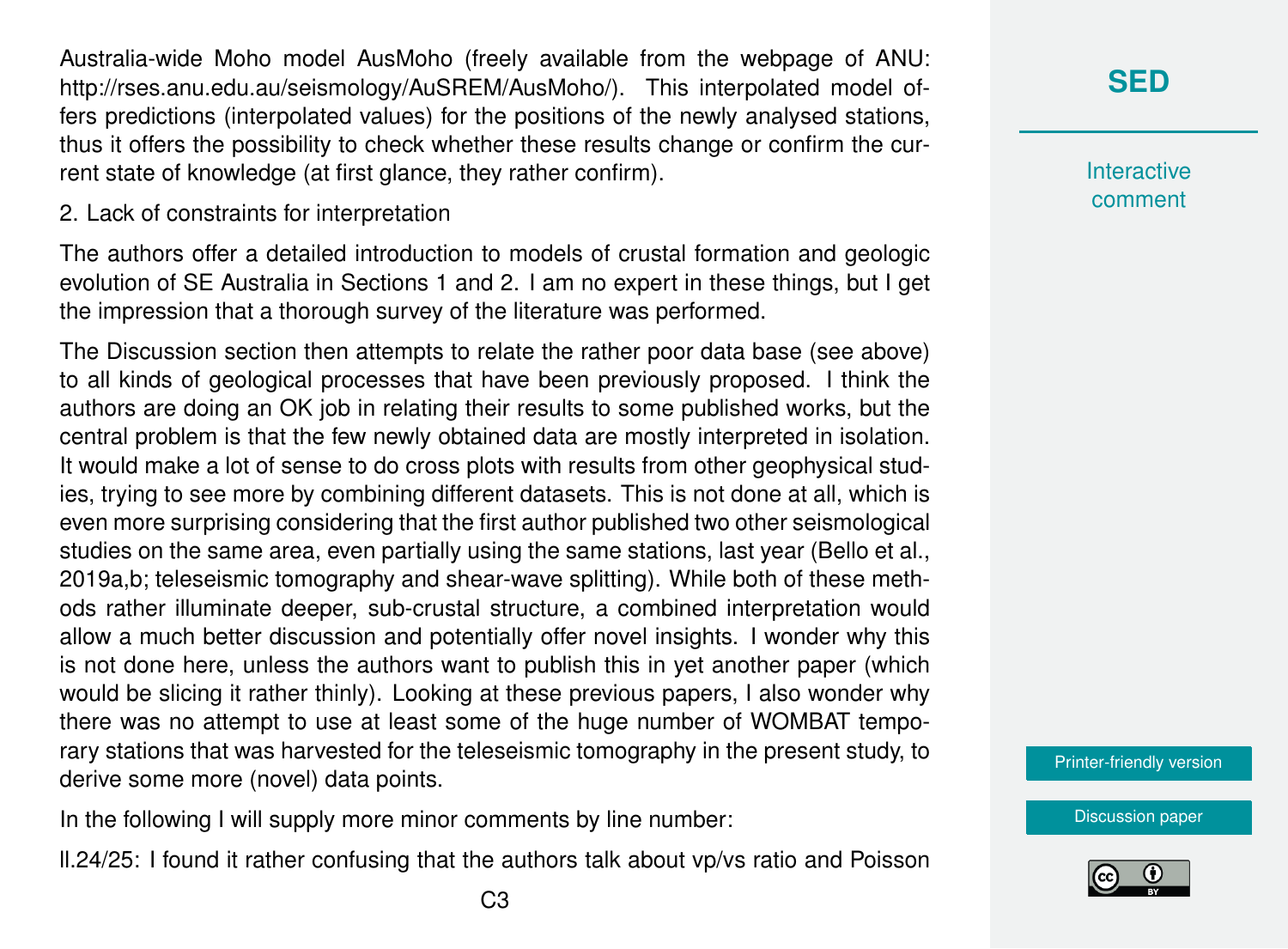Australia-wide Moho model AusMoho (freely available from the webpage of ANU: http://rses.anu.edu.au/seismology/AuSREM/AusMoho/). This interpolated model offers predictions (interpolated values) for the positions of the newly analysed stations, thus it offers the possibility to check whether these results change or confirm the current state of knowledge (at first glance, they rather confirm).

2. Lack of constraints for interpretation

The authors offer a detailed introduction to models of crustal formation and geologic evolution of SE Australia in Sections 1 and 2. I am no expert in these things, but I get the impression that a thorough survey of the literature was performed.

The Discussion section then attempts to relate the rather poor data base (see above) to all kinds of geological processes that have been previously proposed. I think the authors are doing an OK job in relating their results to some published works, but the central problem is that the few newly obtained data are mostly interpreted in isolation. It would make a lot of sense to do cross plots with results from other geophysical studies, trying to see more by combining different datasets. This is not done at all, which is even more surprising considering that the first author published two other seismological studies on the same area, even partially using the same stations, last year (Bello et al., 2019a,b; teleseismic tomography and shear-wave splitting). While both of these methods rather illuminate deeper, sub-crustal structure, a combined interpretation would allow a much better discussion and potentially offer novel insights. I wonder why this is not done here, unless the authors want to publish this in yet another paper (which would be slicing it rather thinly). Looking at these previous papers, I also wonder why there was no attempt to use at least some of the huge number of WOMBAT temporary stations that was harvested for the teleseismic tomography in the present study, to derive some more (novel) data points.

In the following I will supply more minor comments by line number:

ll.24/25: I found it rather confusing that the authors talk about vp/vs ratio and Poisson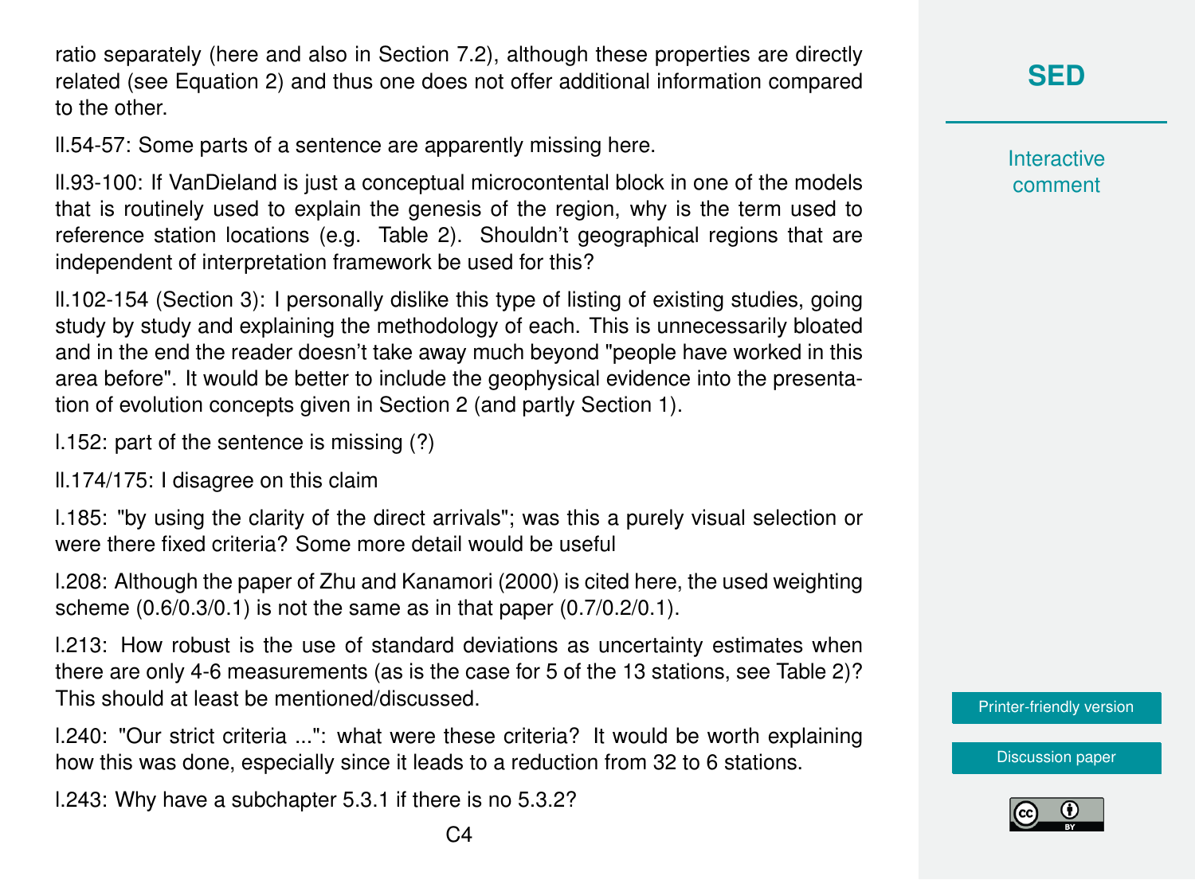ratio separately (here and also in Section 7.2), although these properties are directly related (see Equation 2) and thus one does not offer additional information compared to the other.

ll.54-57: Some parts of a sentence are apparently missing here.

ll.93-100: If VanDieland is just a conceptual microcontental block in one of the models that is routinely used to explain the genesis of the region, why is the term used to reference station locations (e.g. Table 2). Shouldn't geographical regions that are independent of interpretation framework be used for this?

ll.102-154 (Section 3): I personally dislike this type of listing of existing studies, going study by study and explaining the methodology of each. This is unnecessarily bloated and in the end the reader doesn't take away much beyond "people have worked in this area before". It would be better to include the geophysical evidence into the presentation of evolution concepts given in Section 2 (and partly Section 1).

l.152: part of the sentence is missing (?)

ll.174/175: I disagree on this claim

l.185: "by using the clarity of the direct arrivals"; was this a purely visual selection or were there fixed criteria? Some more detail would be useful

l.208: Although the paper of Zhu and Kanamori (2000) is cited here, the used weighting scheme (0.6/0.3/0.1) is not the same as in that paper (0.7/0.2/0.1).

l.213: How robust is the use of standard deviations as uncertainty estimates when there are only 4-6 measurements (as is the case for 5 of the 13 stations, see Table 2)? This should at least be mentioned/discussed.

l.240: "Our strict criteria ...": what were these criteria? It would be worth explaining how this was done, especially since it leads to a reduction from 32 to 6 stations.

l.243: Why have a subchapter 5.3.1 if there is no 5.3.2?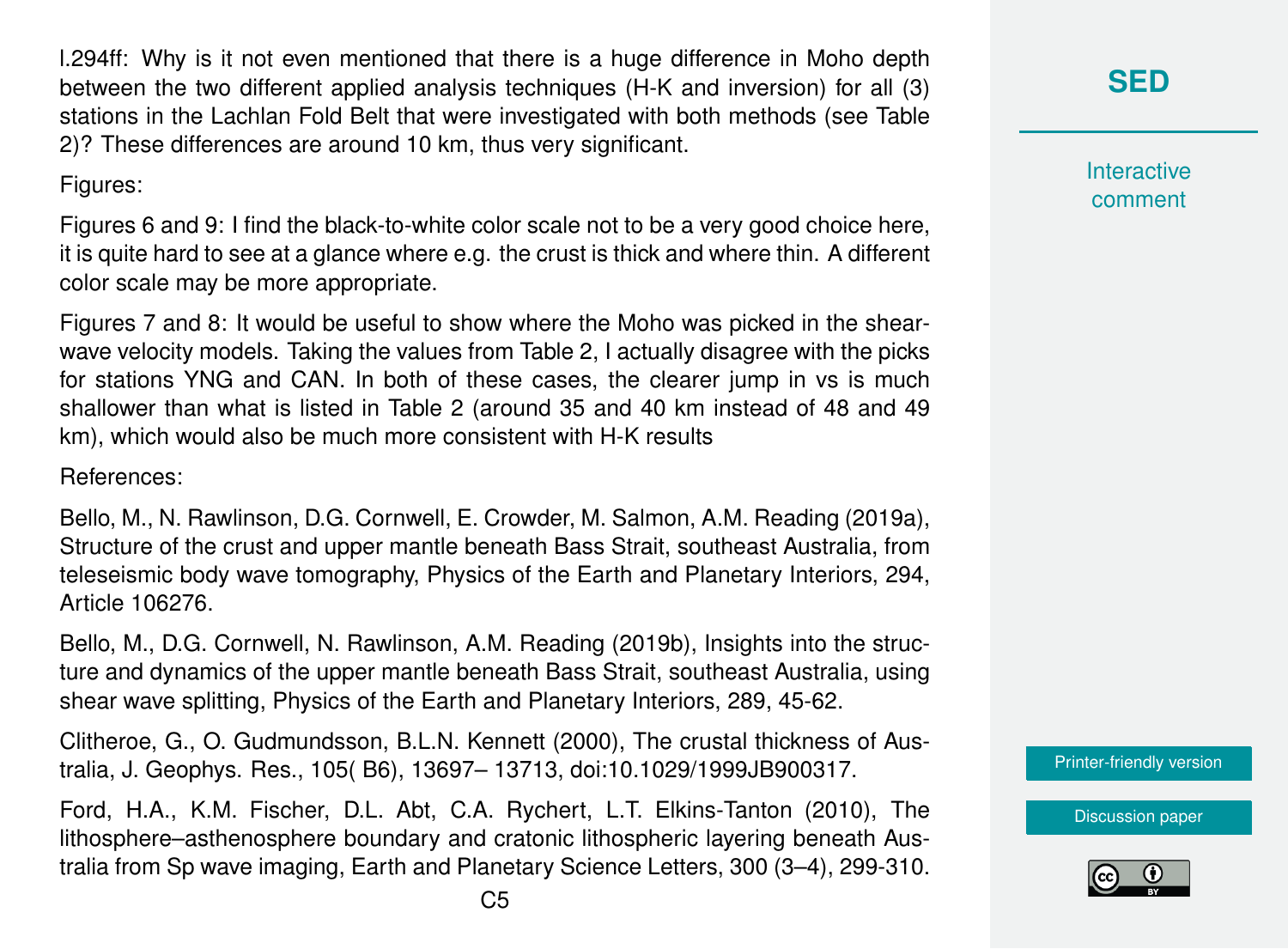l.294ff: Why is it not even mentioned that there is a huge difference in Moho depth between the two different applied analysis techniques (H-K and inversion) for all (3) stations in the Lachlan Fold Belt that were investigated with both methods (see Table 2)? These differences are around 10 km, thus very significant.

Figures:

Figures 6 and 9: I find the black-to-white color scale not to be a very good choice here, it is quite hard to see at a glance where e.g. the crust is thick and where thin. A different color scale may be more appropriate.

Figures 7 and 8: It would be useful to show where the Moho was picked in the shear-wave velocity models. Taking the values from Table 2, I actually disagree with the picks for stations YNG and CAN. In both of these cases, the clearer jump in vs is much shallower than what is listed in Table 2 (around 35 and 40 km instead of 48 and 49 km), which would also be much more consistent with H-K results

References:

Bello, M., N. Rawlinson, D.G. Cornwell, E. Crowder, M. Salmon, A.M. Reading (2019a), Structure of the crust and upper mantle beneath Bass Strait, southeast Australia, from teleseismic body wave tomography, Physics of the Earth and Planetary Interiors, 294, Article 106276.

Bello, M., D.G. Cornwell, N. Rawlinson, A.M. Reading (2019b), Insights into the structure and dynamics of the upper mantle beneath Bass Strait, southeast Australia, using shear wave splitting, Physics of the Earth and Planetary Interiors, 289, 45-62.

Clitheroe, G., O. Gudmundsson, B.L.N. Kennett (2000), The crustal thickness of Australia, J. Geophys. Res., 105( B6), 13697– 13713, doi:10.1029/1999JB900317.

Ford, H.A., K.M. Fischer, D.L. Abt, C.A. Rychert, L.T. Elkins-Tanton (2010), The lithosphere–asthenosphere boundary and cratonic lithospheric layering beneath Australia from Sp wave imaging, Earth and Planetary Science Letters, 300 (3–4), 299-310.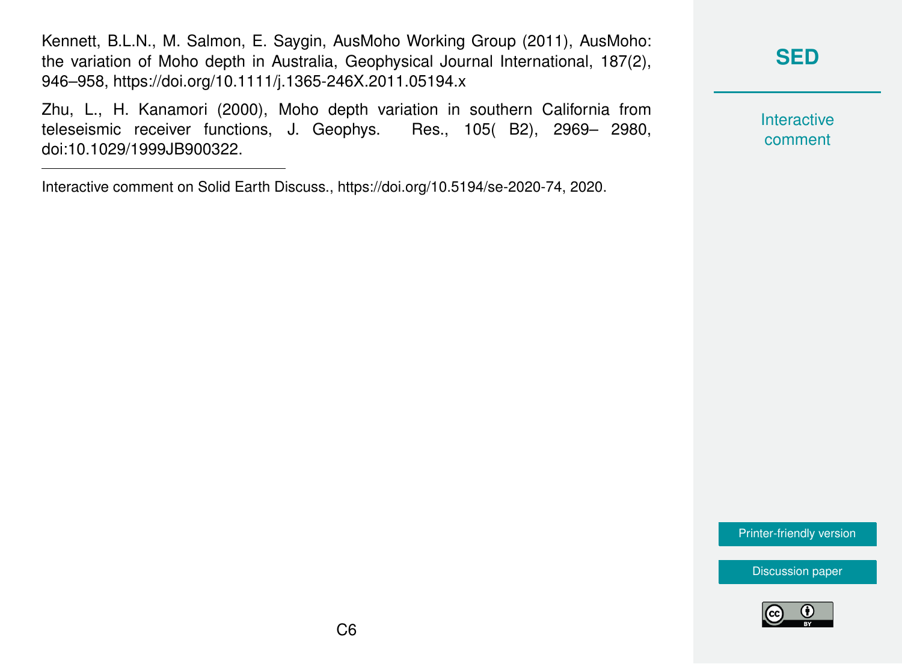Kennett, B.L.N., M. Salmon, E. Saygin, AusMoho Working Group (2011), AusMoho: the variation of Moho depth in Australia, Geophysical Journal International, 187(2), 946–958, https://doi.org/10.1111/j.1365-246X.2011.05194.x

Zhu, L., H. Kanamori (2000), Moho depth variation in southern California from teleseismic receiver functions, J. Geophys. Res., 105( B2), 2969– 2980, doi:10.1029/1999JB900322.

---

Interactive comment on Solid Earth Discuss., https://doi.org/10.5194/se-2020-74, 2020.